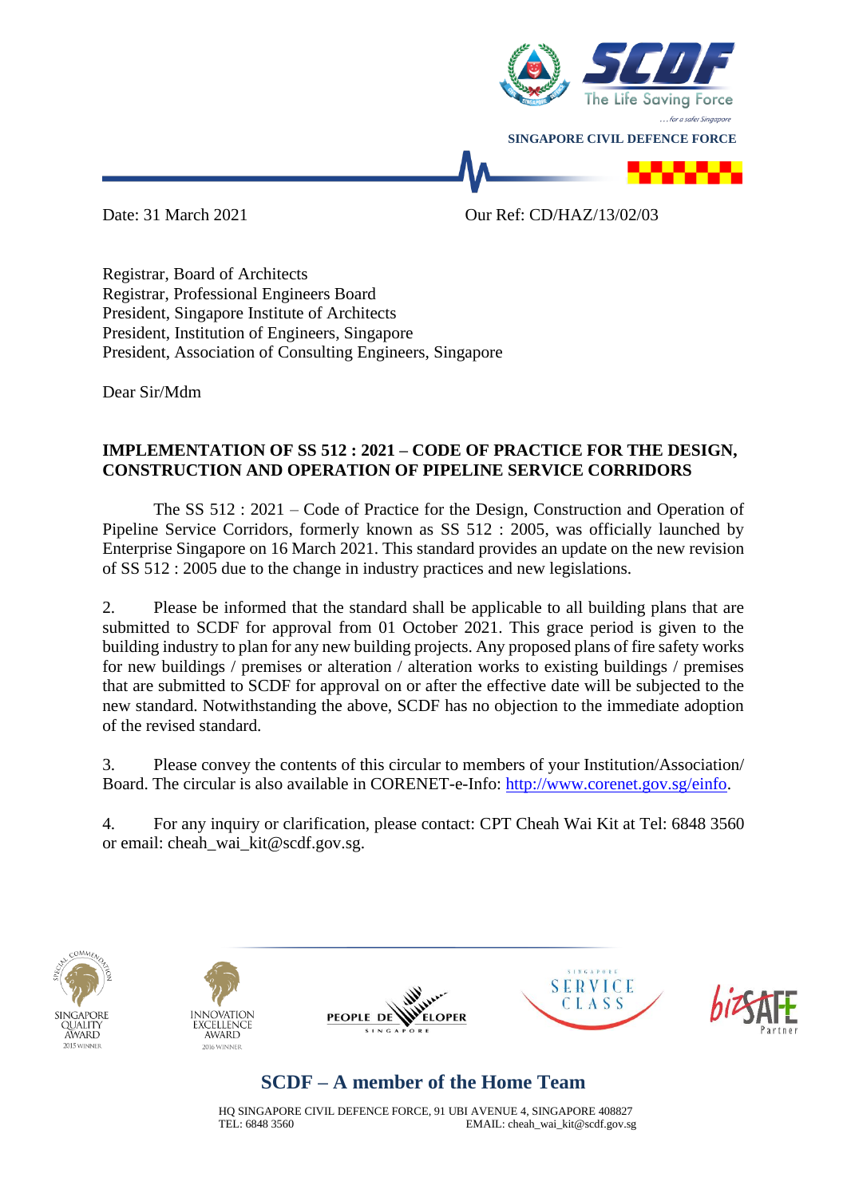SINGAPORE CIVIL DEFENCE FORCE

Date: 31 March 2021

Our Ref: CD/HAZ/13/02/03

Registrar, Board of Architects
Registrar, Professional Engineers Board
President, Singapore Institute of Architects
President, Institution of Engineers, Singapore
President, Association of Consulting Engineers, Singapore

Dear Sir/Mdm

**IMPLEMENTATION OF SS 512 : 2021 – CODE OF PRACTICE FOR THE DESIGN, CONSTRUCTION AND OPERATION OF PIPELINE SERVICE CORRIDORS**

The SS 512 : 2021 – Code of Practice for the Design, Construction and Operation of Pipeline Service Corridors, formerly known as SS 512 : 2005, was officially launched by Enterprise Singapore on 16 March 2021. This standard provides an update on the new revision of SS 512 : 2005 due to the change in industry practices and new legislations.

2. Please be informed that the standard shall be applicable to all building plans that are submitted to SCDF for approval from 01 October 2021. This grace period is given to the building industry to plan for any new building projects. Any proposed plans of fire safety works for new buildings / premises or alteration / alteration works to existing buildings / premises that are submitted to SCDF for approval on or after the effective date will be subjected to the new standard. Notwithstanding the above, SCDF has no objection to the immediate adoption of the revised standard.

3. Please convey the contents of this circular to members of your Institution/Association/ Board. The circular is also available in CORENET-e-Info: http://www.corenet.gov.sg/einfo.

4. For any inquiry or clarification, please contact: CPT Cheah Wai Kit at Tel: 6848 3560 or email: cheah_wai_kit@scdf.gov.sg.

**SCDF – A member of the Home Team**

HQ SINGAPORE CIVIL DEFENCE FORCE, 91 UBI AVENUE 4, SINGAPORE 408827
TEL: 6848 3560 EMAIL: cheah_wai_kit@scdf.gov.sg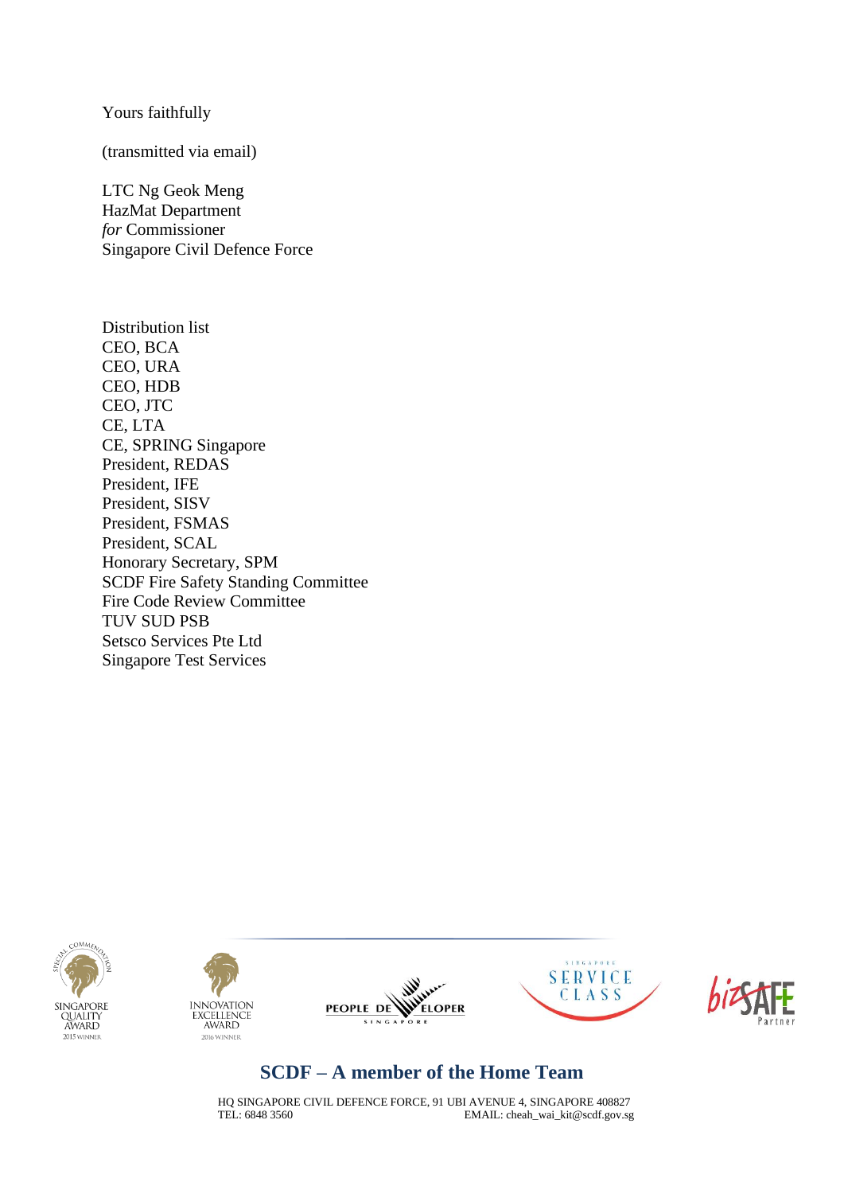Yours faithfully

(transmitted via email)

LTC Ng Geok Meng
HazMat Department
*for* Commissioner
Singapore Civil Defence Force

Distribution list
CEO, BCA
CEO, URA
CEO, HDB
CEO, JTC
CE, LTA
CE, SPRING Singapore
President, REDAS
President, IFE
President, SISV
President, FSMAS
President, SCAL
Honorary Secretary, SPM
SCDF Fire Safety Standing Committee
Fire Code Review Committee
TUV SUD PSB
Setsco Services Pte Ltd
Singapore Test Services